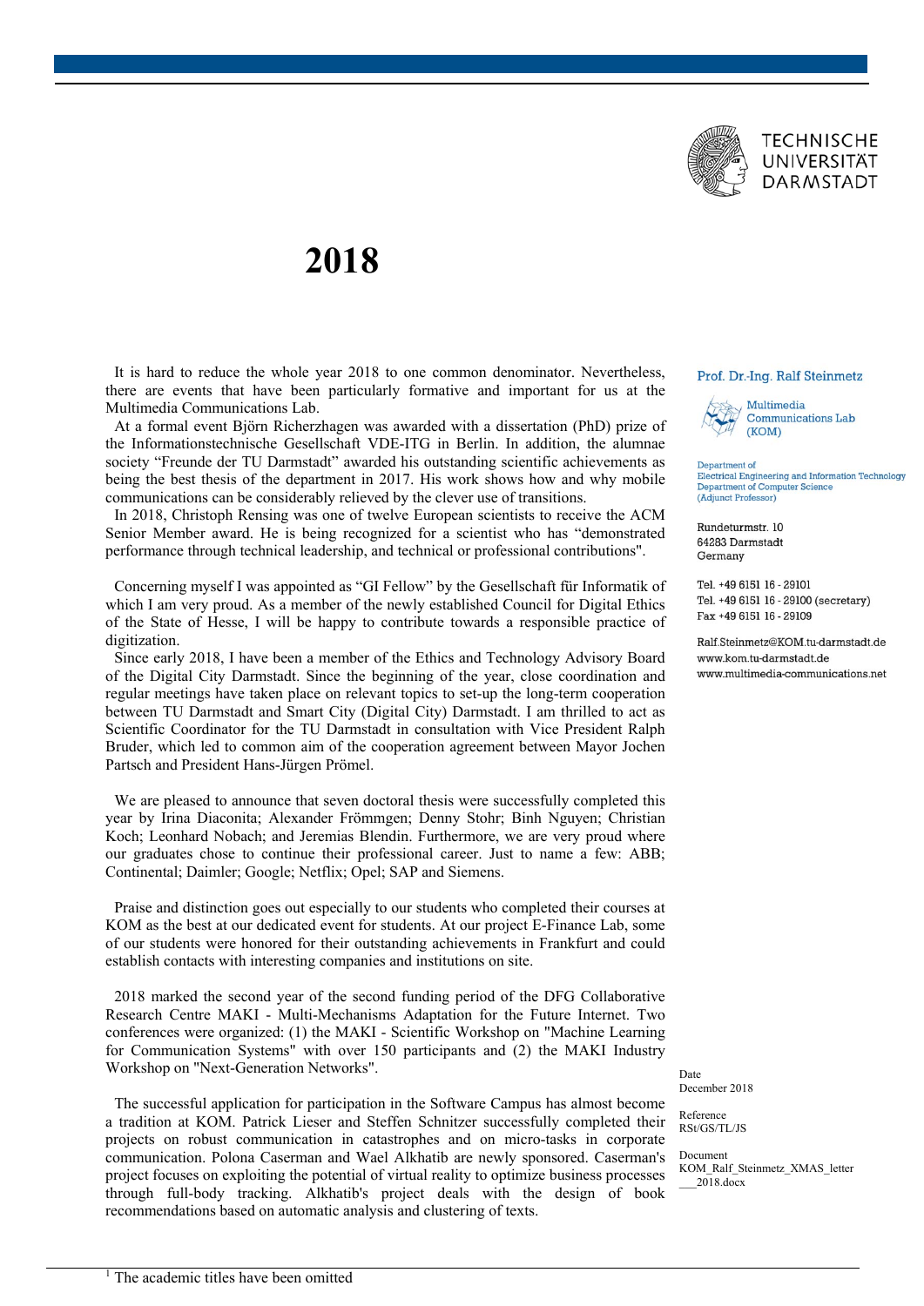# 2018

It is hard to reduce the whole year 2018 to one common denominator. Nevertheless, there are events that have been particularly formative and important for us at the Multimedia Communications Lab.

At a formal event Björn Richerzhagen was awarded with a dissertation (PhD) prize of the Informationstechnische Gesellschaft VDE-ITG in Berlin. In addition, the alumnae society "Freunde der TU Darmstadt" awarded his outstanding scientific achievements as being the best thesis of the department in 2017. His work shows how and why mobile communications can be considerably relieved by the clever use of transitions.

In 2018, Christoph Rensing was one of twelve European scientists to receive the ACM Senior Member award. He is being recognized for a scientist who has "demonstrated performance through technical leadership, and technical or professional contributions".

Concerning myself I was appointed as "GI Fellow" by the Gesellschaft für Informatik of which I am very proud. As a member of the newly established Council for Digital Ethics of the State of Hesse, I will be happy to contribute towards a responsible practice of digitization.

Since early 2018, I have been a member of the Ethics and Technology Advisory Board of the Digital City Darmstadt. Since the beginning of the year, close coordination and regular meetings have taken place on relevant topics to set-up the long-term cooperation between TU Darmstadt and Smart City (Digital City) Darmstadt. I am thrilled to act as Scientific Coordinator for the TU Darmstadt in consultation with Vice President Ralph Bruder, which led to common aim of the cooperation agreement between Mayor Jochen Partsch and President Hans-Jürgen Prömel.

We are pleased to announce that seven doctoral thesis were successfully completed this year by Irina Diaconita; Alexander Frömmgen; Denny Stohr; Binh Nguyen; Christian Koch; Leonhard Nobach; and Jeremias Blendin. Furthermore, we are very proud where our graduates chose to continue their professional career. Just to name a few: ABB; Continental; Daimler; Google; Netflix; Opel; SAP and Siemens.

Praise and distinction goes out especially to our students who completed their courses at KOM as the best at our dedicated event for students. At our project E-Finance Lab, some of our students were honored for their outstanding achievements in Frankfurt and could establish contacts with interesting companies and institutions on site.

2018 marked the second year of the second funding period of the DFG Collaborative Research Centre MAKI - Multi-Mechanisms Adaptation for the Future Internet. Two conferences were organized: (1) the MAKI - Scientific Workshop on "Machine Learning for Communication Systems" with over 150 participants and (2) the MAKI Industry Workshop on "Next-Generation Networks".

The successful application for participation in the Software Campus has almost become a tradition at KOM. Patrick Lieser and Steffen Schnitzer successfully completed their projects on robust communication in catastrophes and on micro-tasks in corporate communication. Polona Caserman and Wael Alkhatib are newly sponsored. Caserman's project focuses on exploiting the potential of virtual reality to optimize business processes through full-body tracking. Alkhatib's project deals with the design of book recommendations based on automatic analysis and clustering of texts.

Prof. Dr.-Ing. Ralf Steinmetz

Multimedia Communications Lab (KOM)

Department of Electrical Engineering and Information Technology
Department of Computer Science
(Adjunct Professor)

Rundeturmstr. 10
64283 Darmstadt
Germany

Tel. +49 6151 16 - 29101
Tel. +49 6151 16 - 29100 (secretary)
Fax +49 6151 16 - 29109

Ralf.Steinmetz@KOM.tu-darmstadt.de
www.kom.tu-darmstadt.de
www.multimedia-communications.net

Date
December 2018

Reference
RSt/GS/TL/JS

Document
KOM_Ralf_Steinmetz_XMAS_letter___2018.docx

[1] The academic titles have been omitted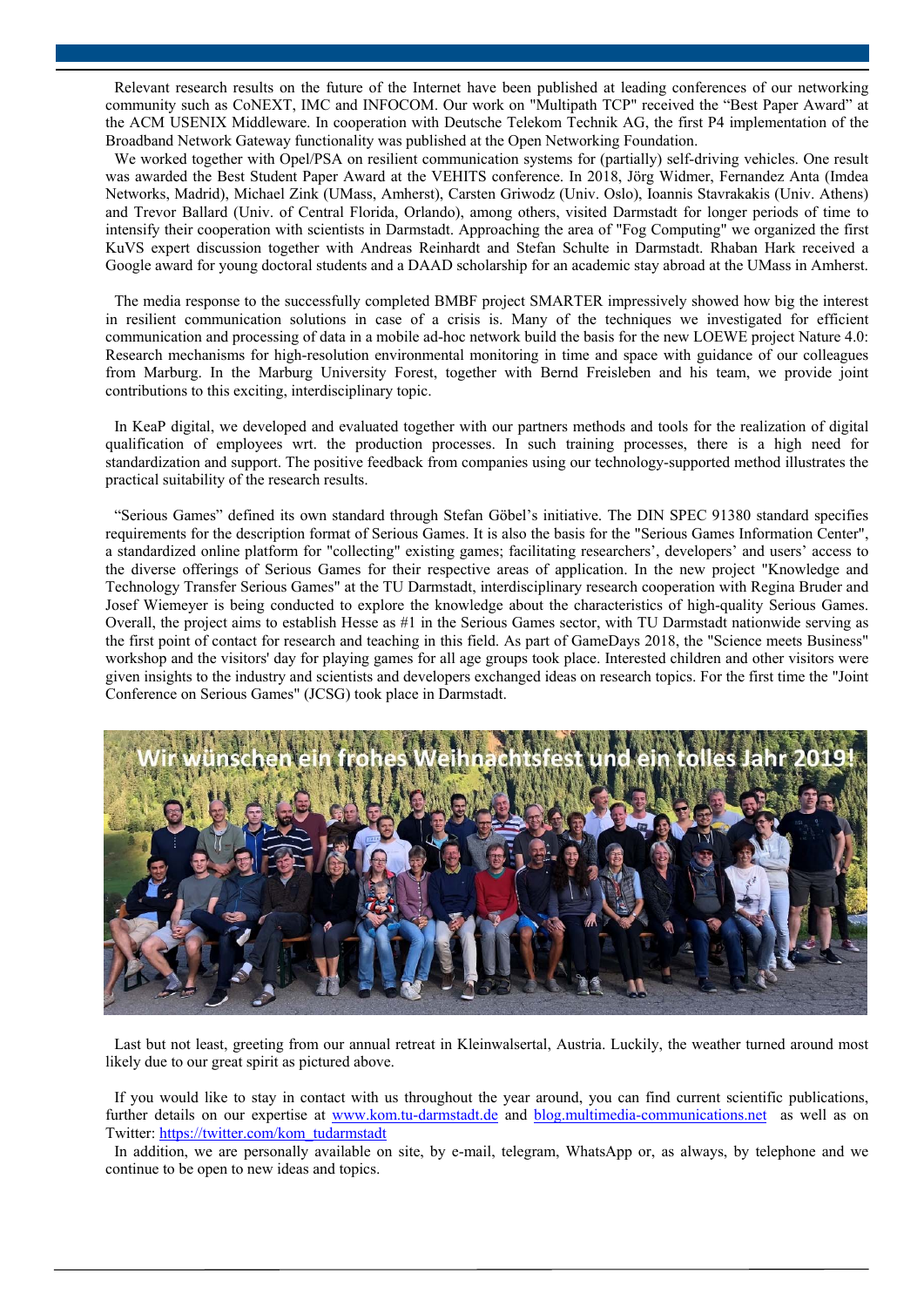Relevant research results on the future of the Internet have been published at leading conferences of our networking community such as CoNEXT, IMC and INFOCOM. Our work on "Multipath TCP" received the "Best Paper Award" at the ACM USENIX Middleware. In cooperation with Deutsche Telekom Technik AG, the first P4 implementation of the Broadband Network Gateway functionality was published at the Open Networking Foundation.

We worked together with Opel/PSA on resilient communication systems for (partially) self-driving vehicles. One result was awarded the Best Student Paper Award at the VEHITS conference. In 2018, Jörg Widmer, Fernandez Anta (Imdea Networks, Madrid), Michael Zink (UMass, Amherst), Carsten Griwodz (Univ. Oslo), Ioannis Stavrakakis (Univ. Athens) and Trevor Ballard (Univ. of Central Florida, Orlando), among others, visited Darmstadt for longer periods of time to intensify their cooperation with scientists in Darmstadt. Approaching the area of "Fog Computing" we organized the first KuVS expert discussion together with Andreas Reinhardt and Stefan Schulte in Darmstadt. Rhaban Hark received a Google award for young doctoral students and a DAAD scholarship for an academic stay abroad at the UMass in Amherst.

The media response to the successfully completed BMBF project SMARTER impressively showed how big the interest in resilient communication solutions in case of a crisis is. Many of the techniques we investigated for efficient communication and processing of data in a mobile ad-hoc network build the basis for the new LOEWE project Nature 4.0: Research mechanisms for high-resolution environmental monitoring in time and space with guidance of our colleagues from Marburg. In the Marburg University Forest, together with Bernd Freisleben and his team, we provide joint contributions to this exciting, interdisciplinary topic.

In KeaP digital, we developed and evaluated together with our partners methods and tools for the realization of digital qualification of employees wrt. the production processes. In such training processes, there is a high need for standardization and support. The positive feedback from companies using our technology-supported method illustrates the practical suitability of the research results.

"Serious Games" defined its own standard through Stefan Göbel's initiative. The DIN SPEC 91380 standard specifies requirements for the description format of Serious Games. It is also the basis for the "Serious Games Information Center", a standardized online platform for "collecting" existing games; facilitating researchers', developers' and users' access to the diverse offerings of Serious Games for their respective areas of application. In the new project "Knowledge and Technology Transfer Serious Games" at the TU Darmstadt, interdisciplinary research cooperation with Regina Bruder and Josef Wiemeyer is being conducted to explore the knowledge about the characteristics of high-quality Serious Games. Overall, the project aims to establish Hesse as #1 in the Serious Games sector, with TU Darmstadt nationwide serving as the first point of contact for research and teaching in this field. As part of GameDays 2018, the "Science meets Business" workshop and the visitors' day for playing games for all age groups took place. Interested children and other visitors were given insights to the industry and scientists and developers exchanged ideas on research topics. For the first time the "Joint Conference on Serious Games" (JCSG) took place in Darmstadt.

Wir wünschen ein frohes Weihnachtsfest und ein tolles Jahr 2019!

Last but not least, greeting from our annual retreat in Kleinwalsertal, Austria. Luckily, the weather turned around most likely due to our great spirit as pictured above.

If you would like to stay in contact with us throughout the year around, you can find current scientific publications, further details on our expertise at www.kom.tu-darmstadt.de and blog.multimedia-communications.net as well as on Twitter: https://twitter.com/kom_tudarmstadt

In addition, we are personally available on site, by e-mail, telegram, WhatsApp or, as always, by telephone and we continue to be open to new ideas and topics.